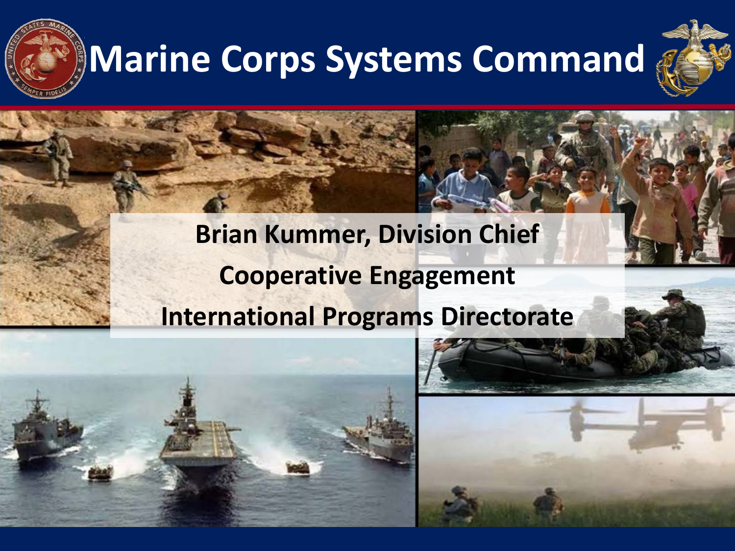# Marine Corps Systems Command

**Brian Kummer, Division Chief**

**Cooperative Engagement**

**International Programs Directorate**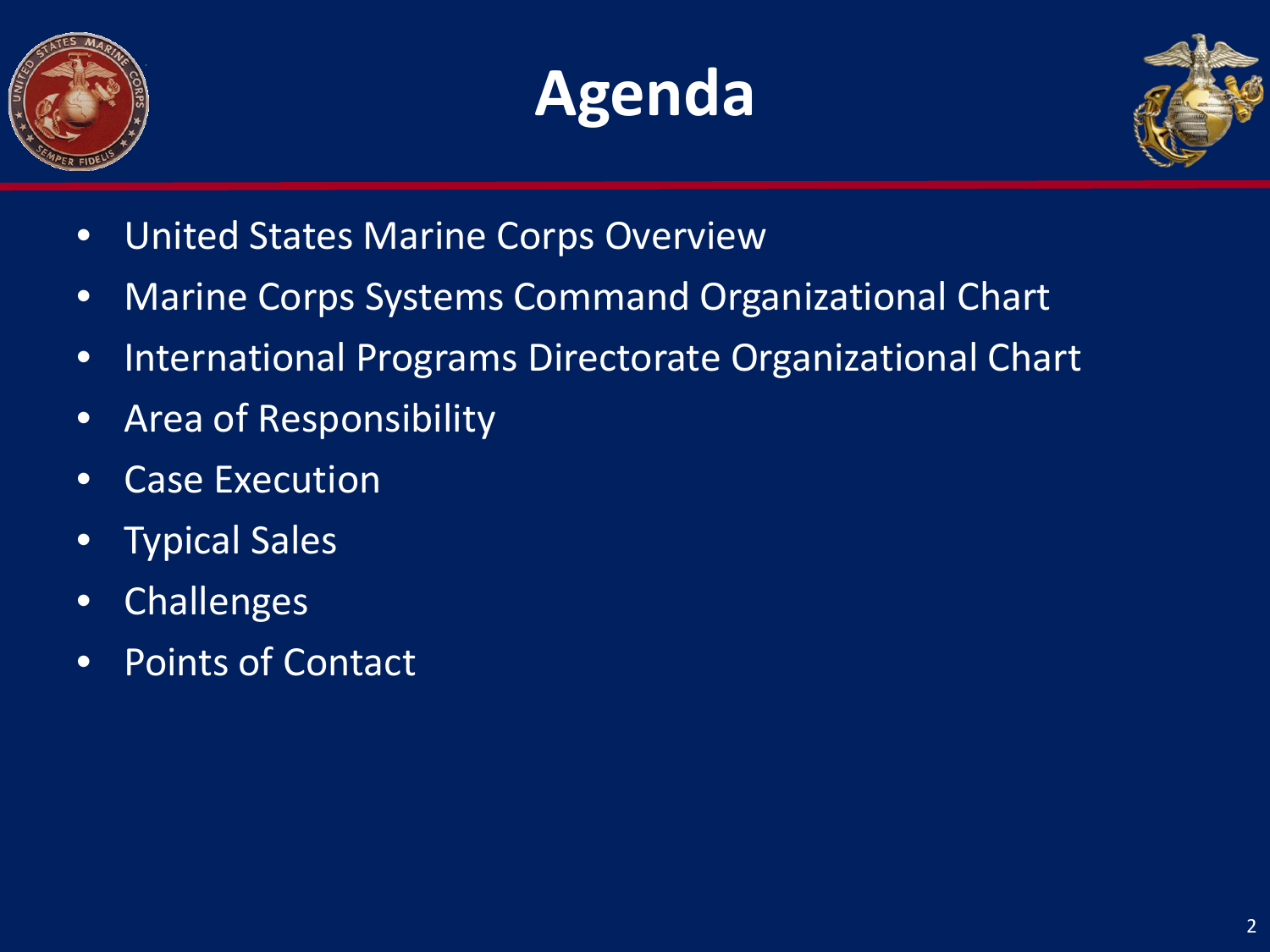# Agenda

- United States Marine Corps Overview
- Marine Corps Systems Command Organizational Chart
- International Programs Directorate Organizational Chart
- Area of Responsibility
- Case Execution
- Typical Sales
- Challenges
- Points of Contact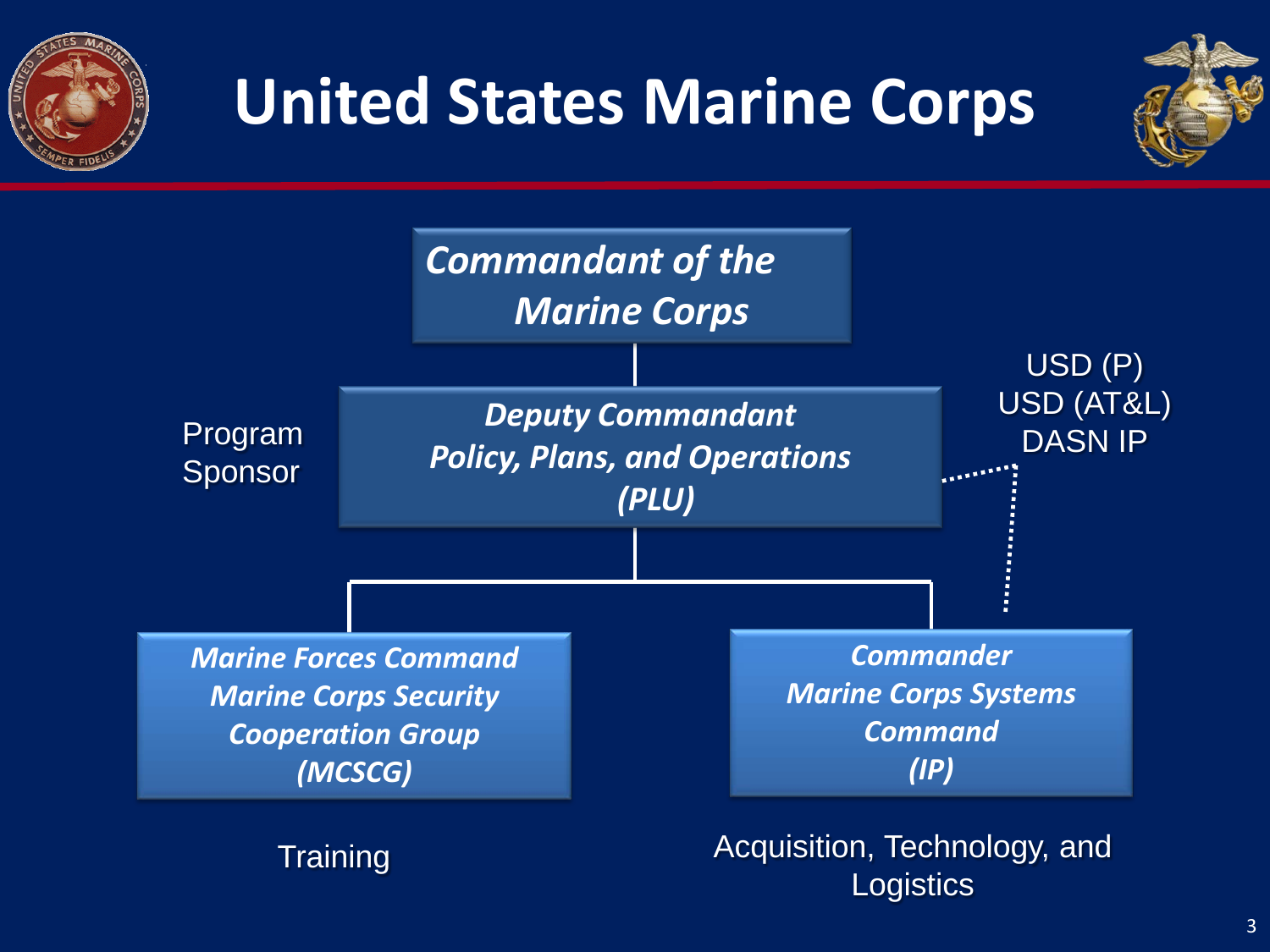# United States Marine Corps

***Commandant of the Marine Corps***

Program Sponsor

***Deputy Commandant Policy, Plans, and Operations (PLU)***

USD (P)
USD (AT&L)
DASN IP

***Marine Forces Command Marine Corps Security Cooperation Group (MCSCG)***

Training

***Commander Marine Corps Systems Command (IP)***

Acquisition, Technology, and Logistics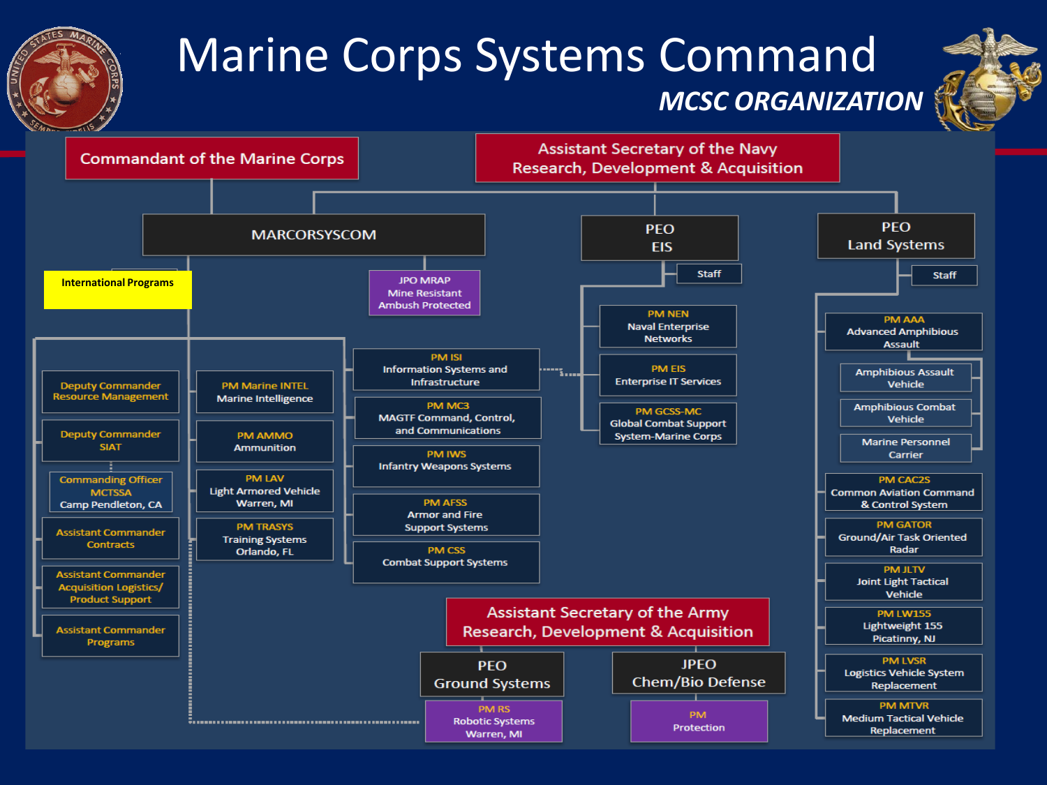# Marine Corps Systems Command

## *MCSC ORGANIZATION*

**Commandant of the Marine Corps**

**Assistant Secretary of the Navy Research, Development & Acquisition**

**MARCORSYSCOM**

- International Programs
- JPO MRAP Mine Resistant Ambush Protected
- Deputy Commander Resource Management
- Deputy Commander SIAT
  - Commanding Officer MCTSSA Camp Pendleton, CA
- Assistant Commander Contracts
- Assistant Commander Acquisition Logistics/ Product Support
- Assistant Commander Programs
- PM Marine INTEL Marine Intelligence
- PM AMMO Ammunition
- PM LAV Light Armored Vehicle Warren, MI
- PM TRASYS Training Systems Orlando, FL
- PM ISI Information Systems and Infrastructure
- PM MC3 MAGTF Command, Control, and Communications
- PM IWS Infantry Weapons Systems
- PM AFSS Armor and Fire Support Systems
- PM CSS Combat Support Systems

**PEO EIS**

- Staff
- PM NEN Naval Enterprise Networks
- PM EIS Enterprise IT Services
- PM GCSS-MC Global Combat Support System-Marine Corps

**PEO Land Systems**

- Staff
- PM AAA Advanced Amphibious Assault
  - Amphibious Assault Vehicle
  - Amphibious Combat Vehicle
  - Marine Personnel Carrier
- PM CAC2S Common Aviation Command & Control System
- PM GATOR Ground/Air Task Oriented Radar
- PM JLTV Joint Light Tactical Vehicle
- PM LW155 Lightweight 155 Picatinny, NJ
- PM LVSR Logistics Vehicle System Replacement
- PM MTVR Medium Tactical Vehicle Replacement

**Assistant Secretary of the Army Research, Development & Acquisition**

- PEO Ground Systems
  - PM RS Robotic Systems Warren, MI
- JPEO Chem/Bio Defense
  - PM Protection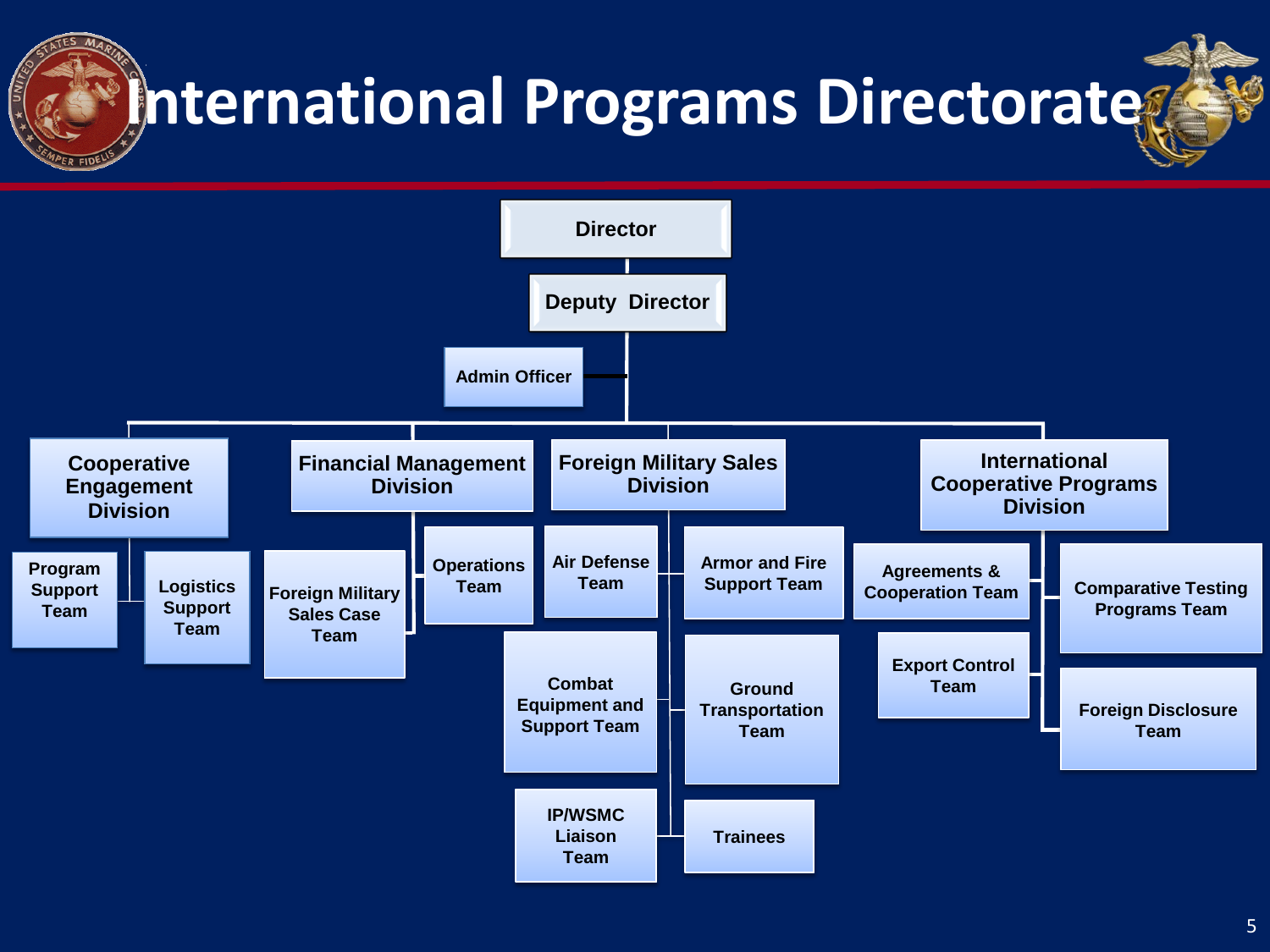# International Programs Directorate

- **Director**
  - **Deputy Director**
    - Admin Officer
    - **Cooperative Engagement Division**
      - Program Support Team
      - Logistics Support Team
    - **Financial Management Division**
      - Foreign Military Sales Case Team
      - Operations Team
    - **Foreign Military Sales Division**
      - Air Defense Team
      - Armor and Fire Support Team
      - Combat Equipment and Support Team
      - Ground Transportation Team
      - IP/WSMC Liaison Team
      - Trainees
    - **International Cooperative Programs Division**
      - Agreements & Cooperation Team
      - Export Control Team
      - Comparative Testing Programs Team
      - Foreign Disclosure Team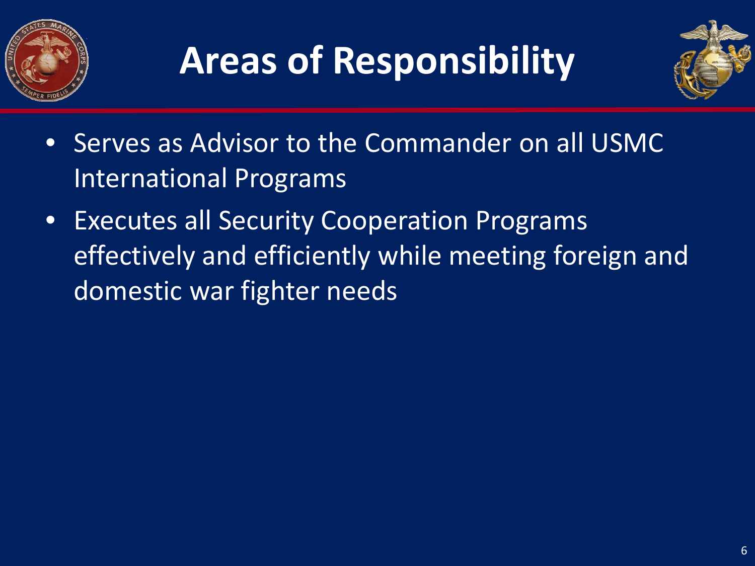# Areas of Responsibility

- Serves as Advisor to the Commander on all USMC International Programs
- Executes all Security Cooperation Programs effectively and efficiently while meeting foreign and domestic war fighter needs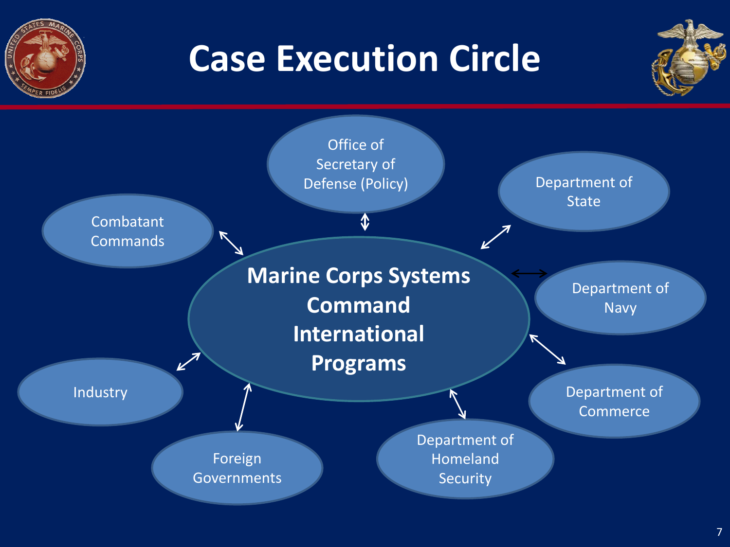# Case Execution Circle

**Marine Corps Systems Command International Programs**

- Office of Secretary of Defense (Policy)
- Department of State
- Department of Navy
- Department of Commerce
- Department of Homeland Security
- Foreign Governments
- Industry
- Combatant Commands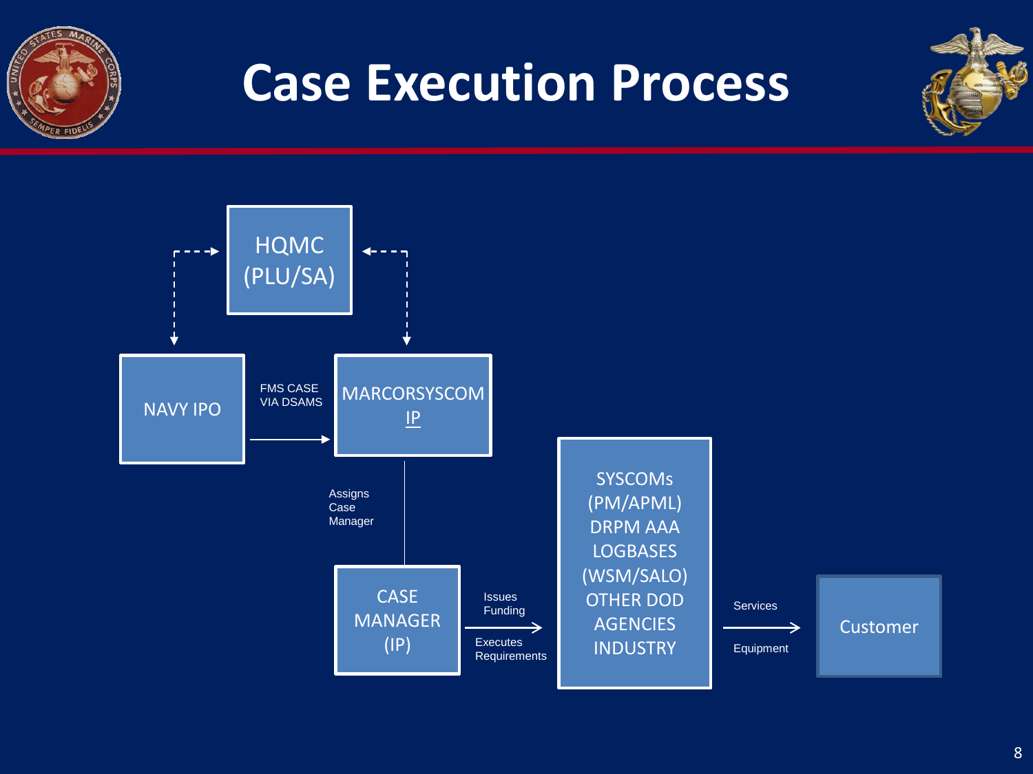# Case Execution Process

HQMC (PLU/SA)

NAVY IPO

FMS CASE VIA DSAMS

MARCORSYSCOM IP

Assigns Case Manager

CASE MANAGER (IP)

Issues Funding

Executes Requirements

SYSCOMs (PM/APML) DRPM AAA LOGBASES (WSM/SALO) OTHER DOD AGENCIES INDUSTRY

Services

Equipment

Customer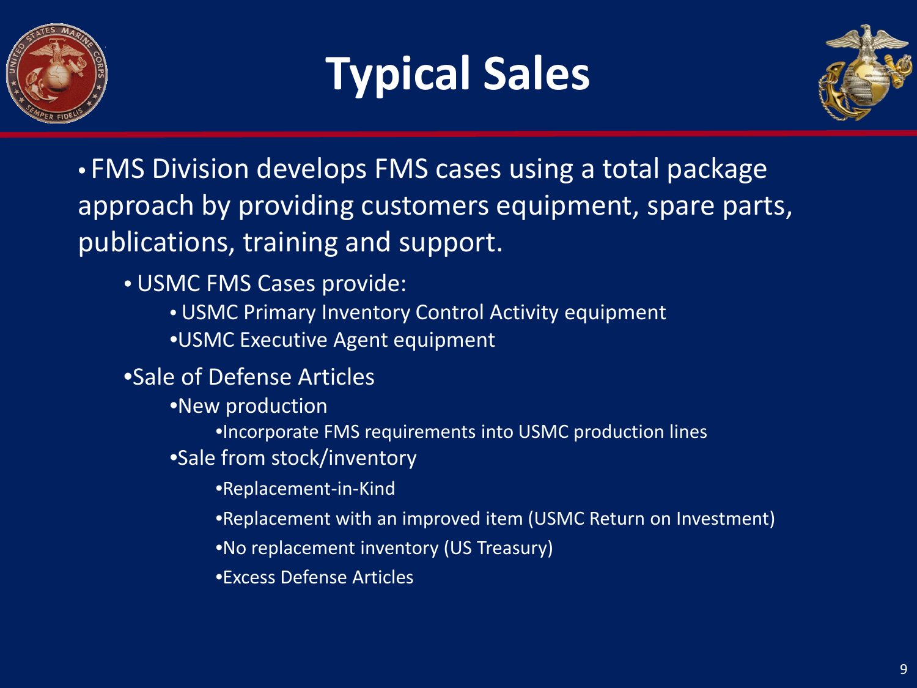# Typical Sales

- FMS Division develops FMS cases using a total package approach by providing customers equipment, spare parts, publications, training and support.
  - USMC FMS Cases provide:
    - USMC Primary Inventory Control Activity equipment
    - USMC Executive Agent equipment
  - Sale of Defense Articles
    - New production
      - Incorporate FMS requirements into USMC production lines
    - Sale from stock/inventory
      - Replacement-in-Kind
      - Replacement with an improved item (USMC Return on Investment)
      - No replacement inventory (US Treasury)
      - Excess Defense Articles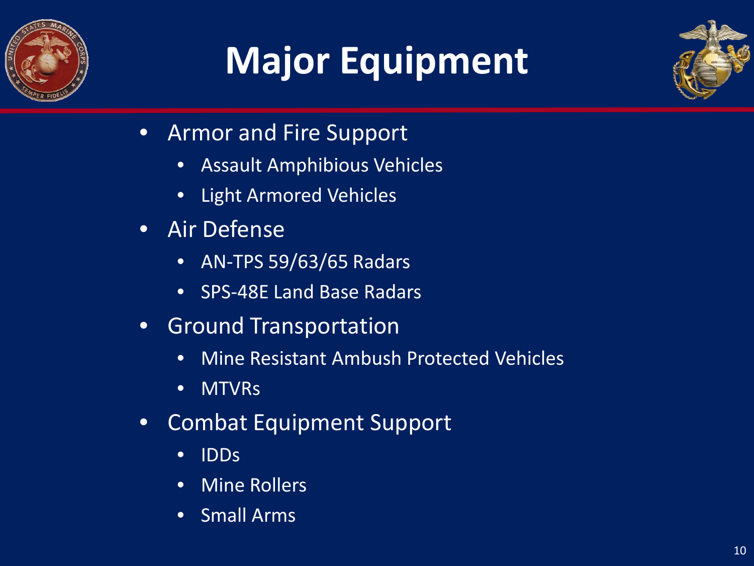# Major Equipment

- Armor and Fire Support
  - Assault Amphibious Vehicles
  - Light Armored Vehicles
- Air Defense
  - AN-TPS 59/63/65 Radars
  - SPS-48E Land Base Radars
- Ground Transportation
  - Mine Resistant Ambush Protected Vehicles
  - MTVRs
- Combat Equipment Support
  - IDDs
  - Mine Rollers
  - Small Arms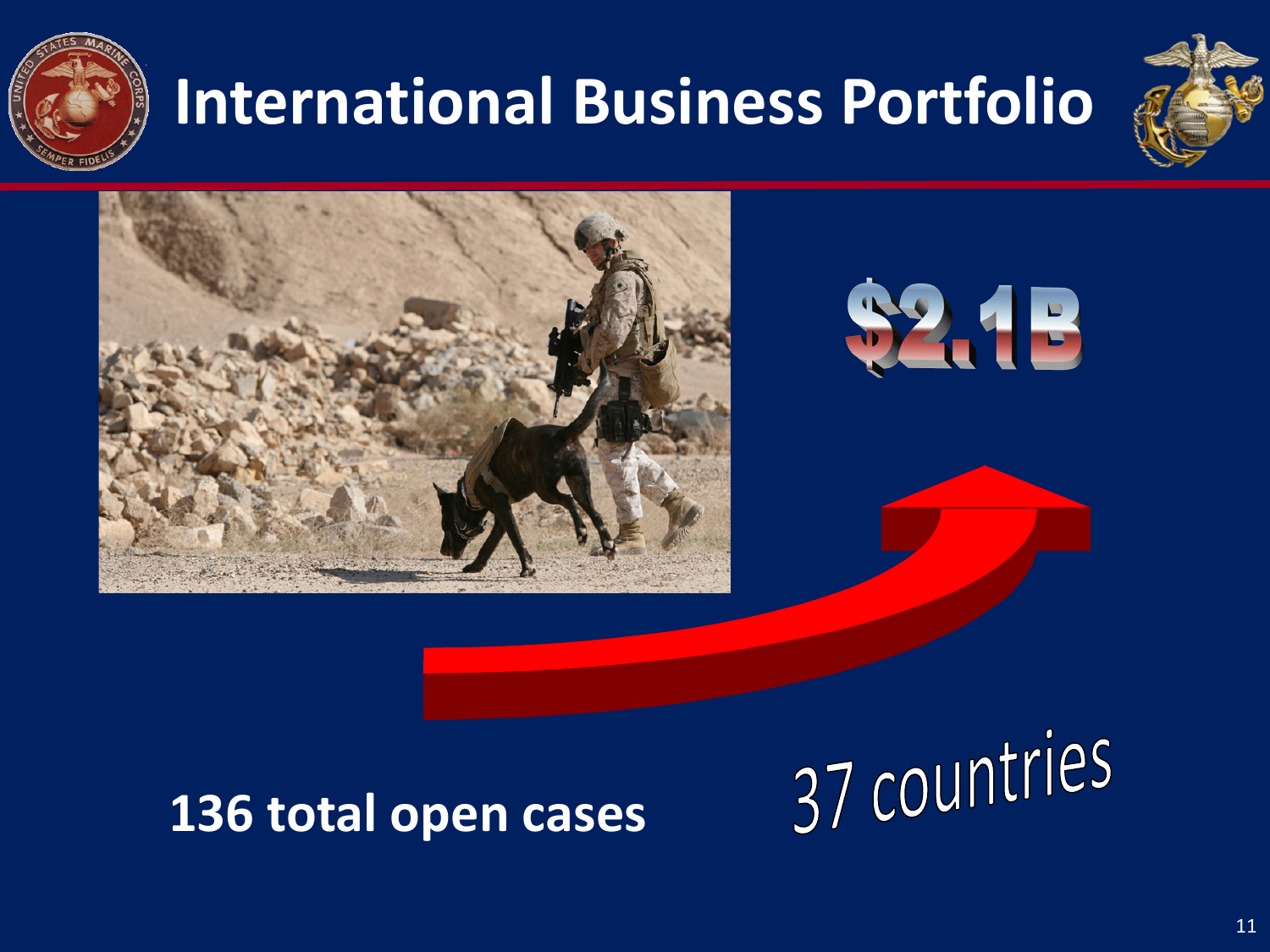# International Business Portfolio

$2.1B

136 total open cases

37 countries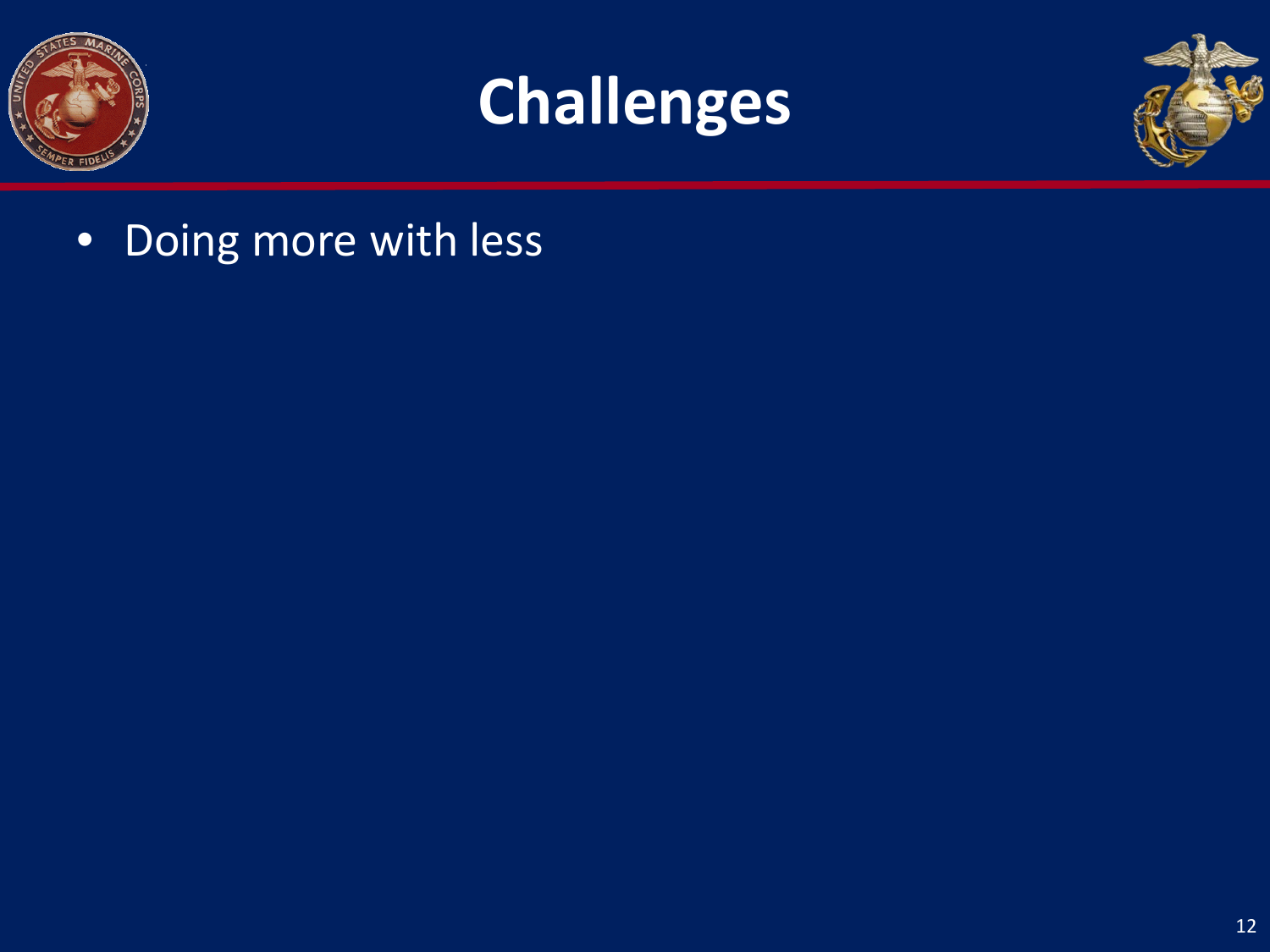# Challenges

- Doing more with less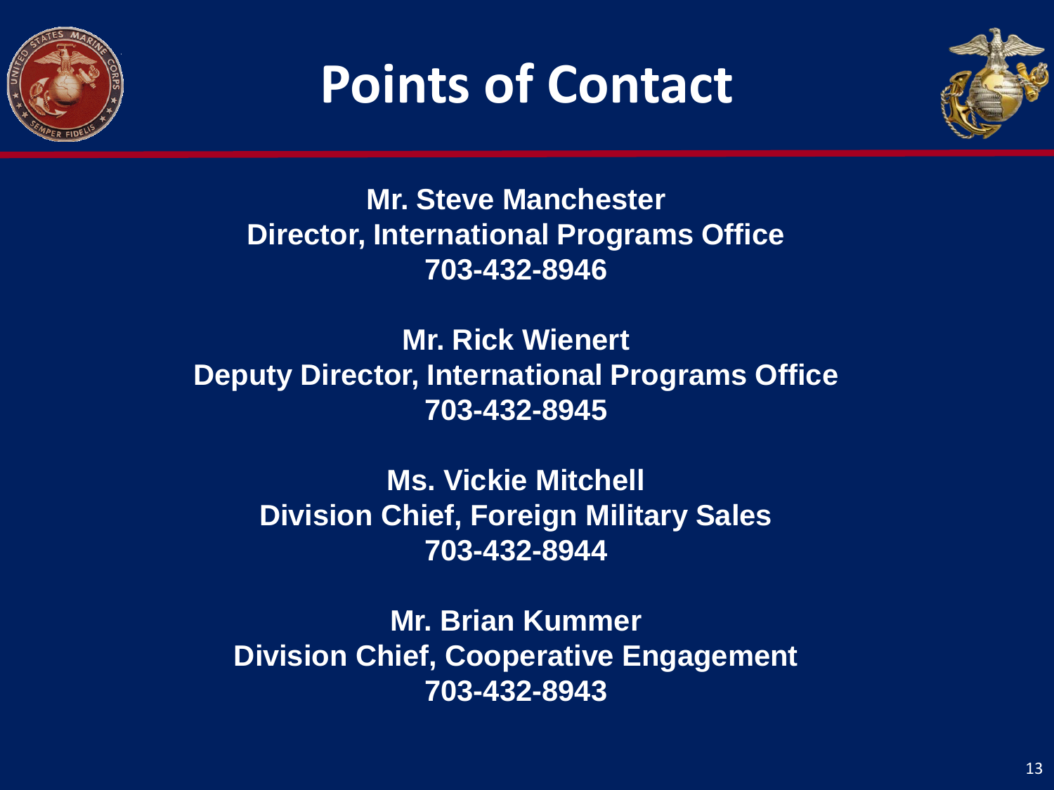# Points of Contact

**Mr. Steve Manchester**
**Director, International Programs Office**
**703-432-8946**

**Mr. Rick Wienert**
**Deputy Director, International Programs Office**
**703-432-8945**

**Ms. Vickie Mitchell**
**Division Chief, Foreign Military Sales**
**703-432-8944**

**Mr. Brian Kummer**
**Division Chief, Cooperative Engagement**
**703-432-8943**